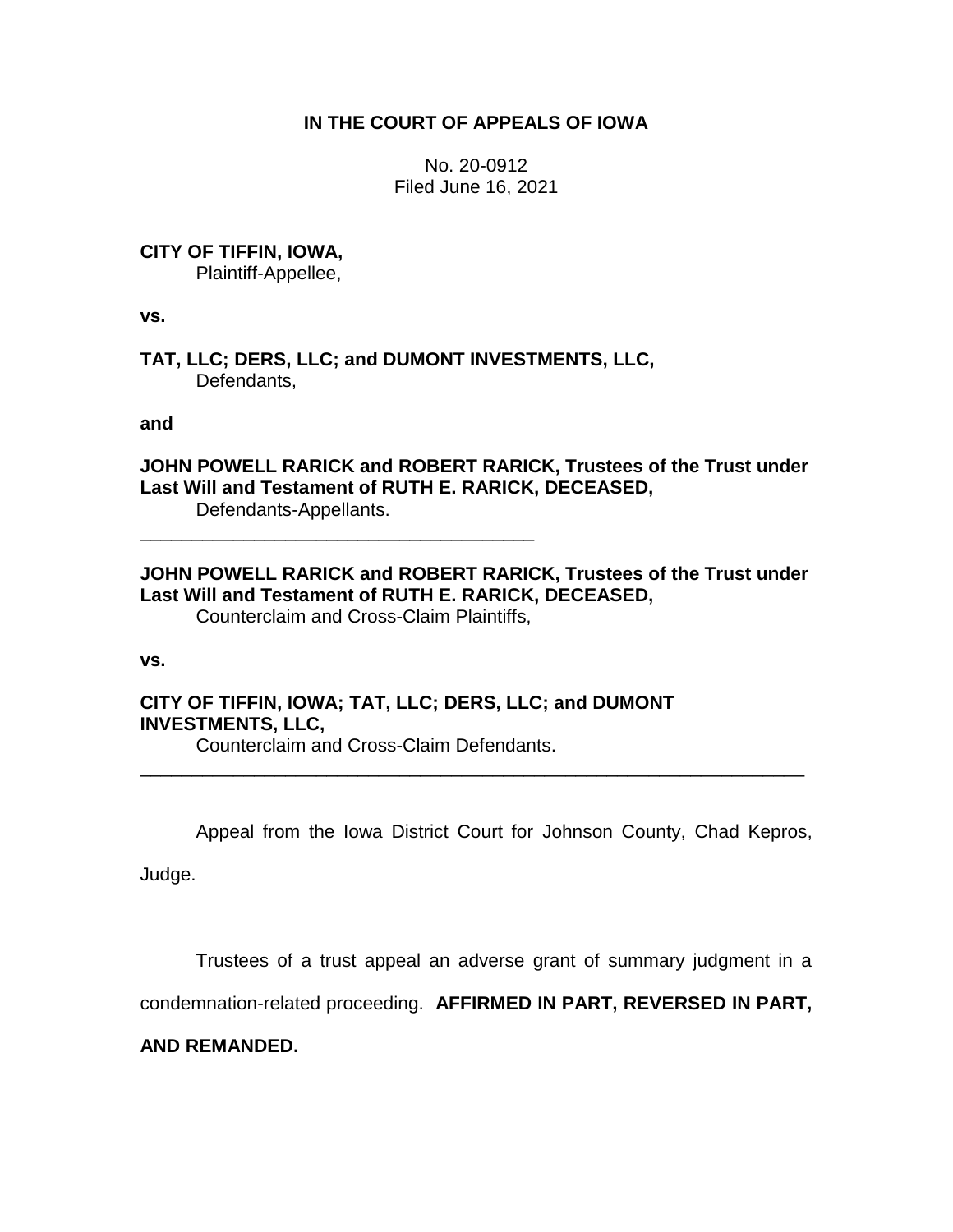**IN THE COURT OF APPEALS OF IOWA**

No. 20-0912
Filed June 16, 2021

**CITY OF TIFFIN, IOWA,**
Plaintiff-Appellee,

**vs.**

**TAT, LLC; DERS, LLC; and DUMONT INVESTMENTS, LLC,**
Defendants,

**and**

**JOHN POWELL RARICK and ROBERT RARICK, Trustees of the Trust under Last Will and Testament of RUTH E. RARICK, DECEASED,**
Defendants-Appellants.

---

**JOHN POWELL RARICK and ROBERT RARICK, Trustees of the Trust under Last Will and Testament of RUTH E. RARICK, DECEASED,**
Counterclaim and Cross-Claim Plaintiffs,

**vs.**

**CITY OF TIFFIN, IOWA; TAT, LLC; DERS, LLC; and DUMONT INVESTMENTS, LLC,**
Counterclaim and Cross-Claim Defendants.

---

Appeal from the Iowa District Court for Johnson County, Chad Kepros, Judge.

Trustees of a trust appeal an adverse grant of summary judgment in a condemnation-related proceeding. **AFFIRMED IN PART, REVERSED IN PART, AND REMANDED.**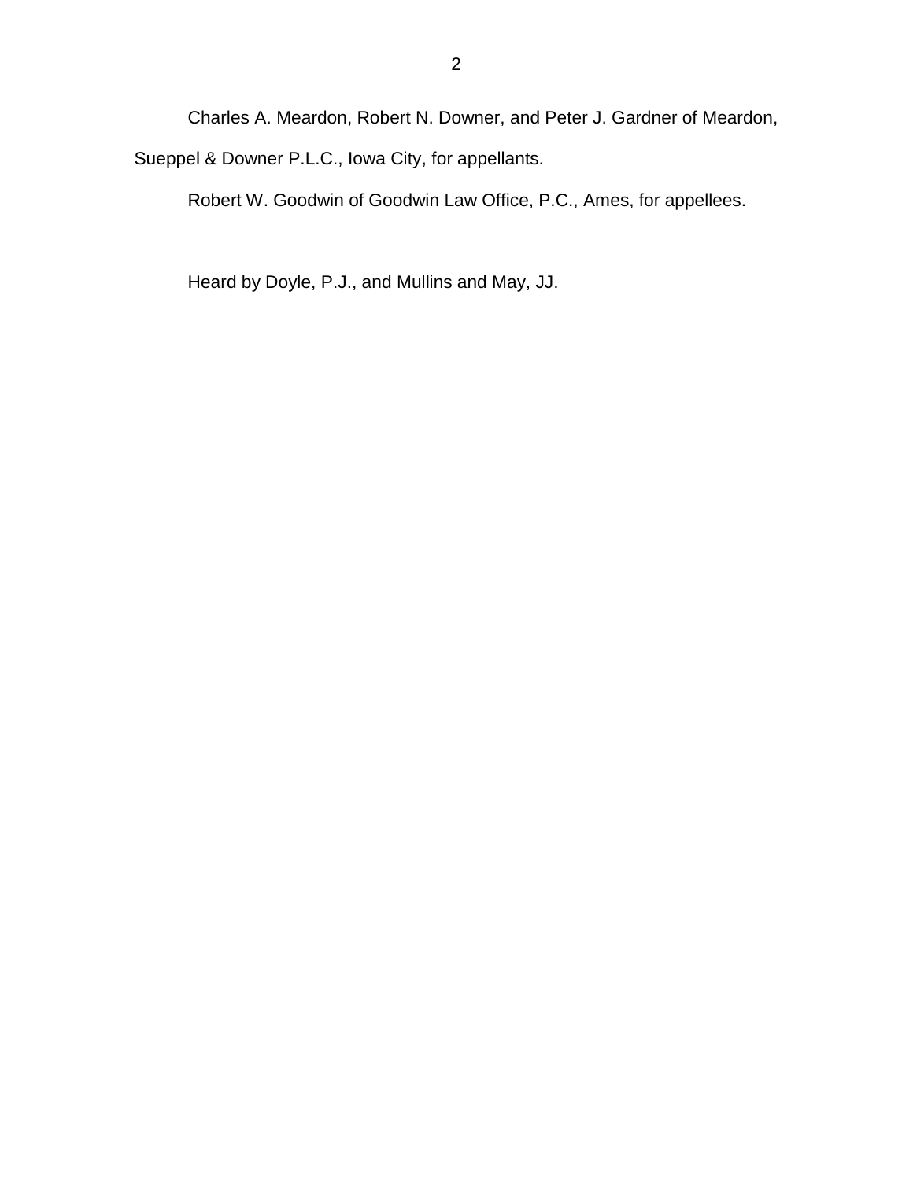Charles A. Meardon, Robert N. Downer, and Peter J. Gardner of Meardon, Sueppel & Downer P.L.C., Iowa City, for appellants.

Robert W. Goodwin of Goodwin Law Office, P.C., Ames, for appellees.

Heard by Doyle, P.J., and Mullins and May, JJ.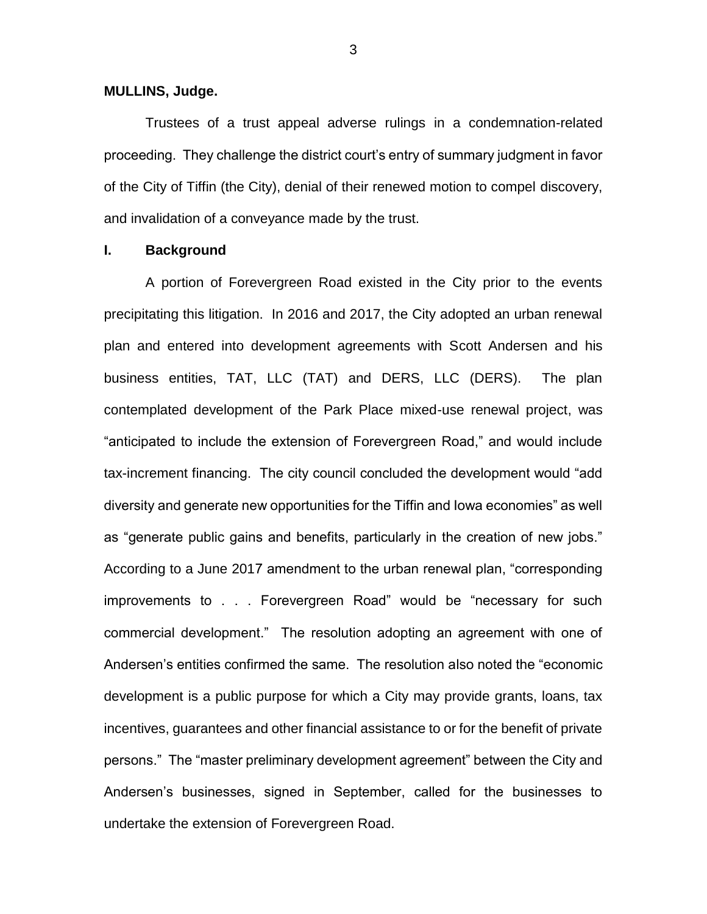**MULLINS, Judge.**

Trustees of a trust appeal adverse rulings in a condemnation-related proceeding. They challenge the district court's entry of summary judgment in favor of the City of Tiffin (the City), denial of their renewed motion to compel discovery, and invalidation of a conveyance made by the trust.

## I. Background

A portion of Forevergreen Road existed in the City prior to the events precipitating this litigation. In 2016 and 2017, the City adopted an urban renewal plan and entered into development agreements with Scott Andersen and his business entities, TAT, LLC (TAT) and DERS, LLC (DERS). The plan contemplated development of the Park Place mixed-use renewal project, was "anticipated to include the extension of Forevergreen Road," and would include tax-increment financing. The city council concluded the development would "add diversity and generate new opportunities for the Tiffin and Iowa economies" as well as "generate public gains and benefits, particularly in the creation of new jobs." According to a June 2017 amendment to the urban renewal plan, "corresponding improvements to . . . Forevergreen Road" would be "necessary for such commercial development." The resolution adopting an agreement with one of Andersen's entities confirmed the same. The resolution also noted the "economic development is a public purpose for which a City may provide grants, loans, tax incentives, guarantees and other financial assistance to or for the benefit of private persons." The "master preliminary development agreement" between the City and Andersen's businesses, signed in September, called for the businesses to undertake the extension of Forevergreen Road.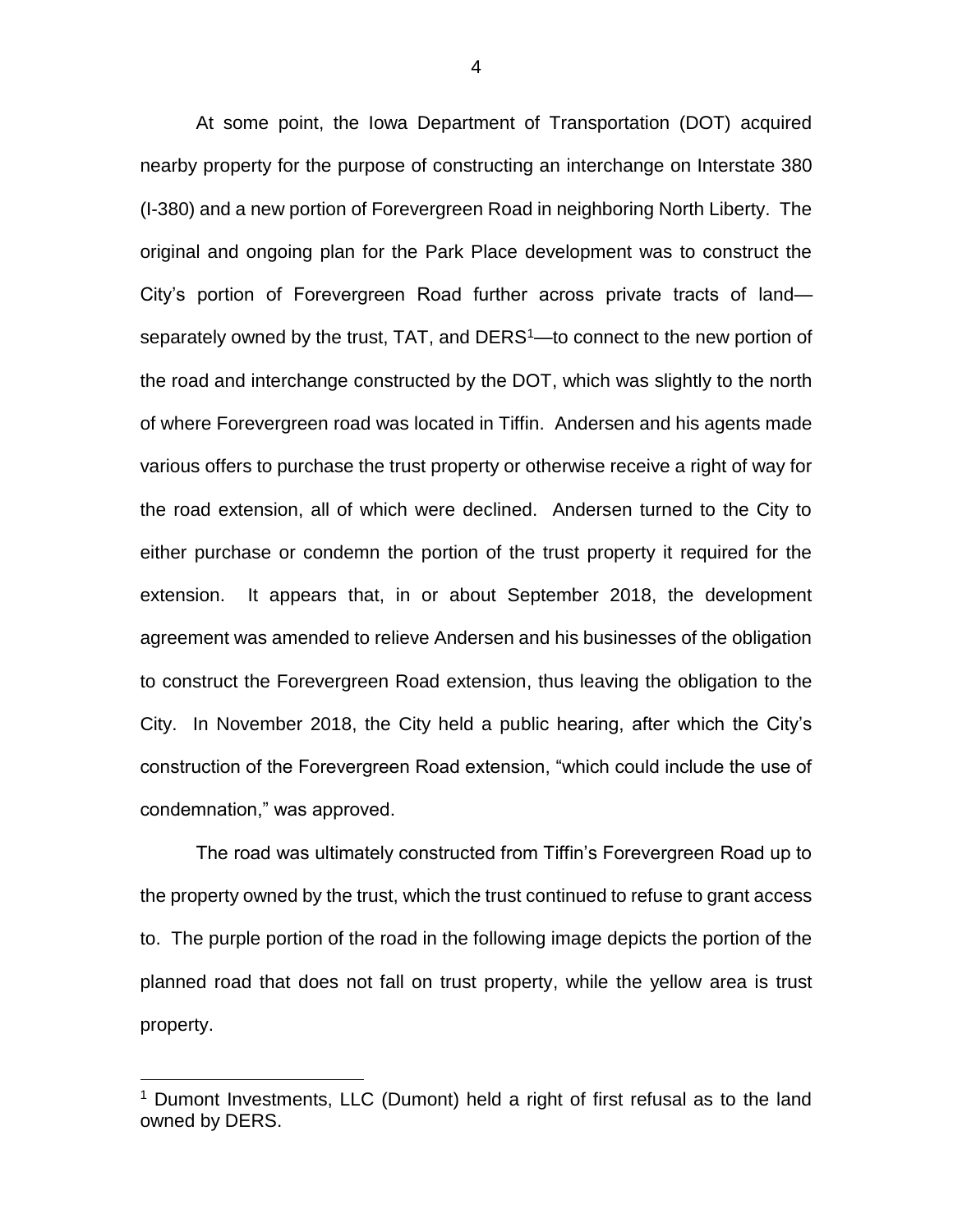At some point, the Iowa Department of Transportation (DOT) acquired nearby property for the purpose of constructing an interchange on Interstate 380 (I-380) and a new portion of Forevergreen Road in neighboring North Liberty. The original and ongoing plan for the Park Place development was to construct the City's portion of Forevergreen Road further across private tracts of land—separately owned by the trust, TAT, and DERS[1]—to connect to the new portion of the road and interchange constructed by the DOT, which was slightly to the north of where Forevergreen road was located in Tiffin. Andersen and his agents made various offers to purchase the trust property or otherwise receive a right of way for the road extension, all of which were declined. Andersen turned to the City to either purchase or condemn the portion of the trust property it required for the extension. It appears that, in or about September 2018, the development agreement was amended to relieve Andersen and his businesses of the obligation to construct the Forevergreen Road extension, thus leaving the obligation to the City. In November 2018, the City held a public hearing, after which the City's construction of the Forevergreen Road extension, "which could include the use of condemnation," was approved.

The road was ultimately constructed from Tiffin's Forevergreen Road up to the property owned by the trust, which the trust continued to refuse to grant access to. The purple portion of the road in the following image depicts the portion of the planned road that does not fall on trust property, while the yellow area is trust property.

[1] Dumont Investments, LLC (Dumont) held a right of first refusal as to the land owned by DERS.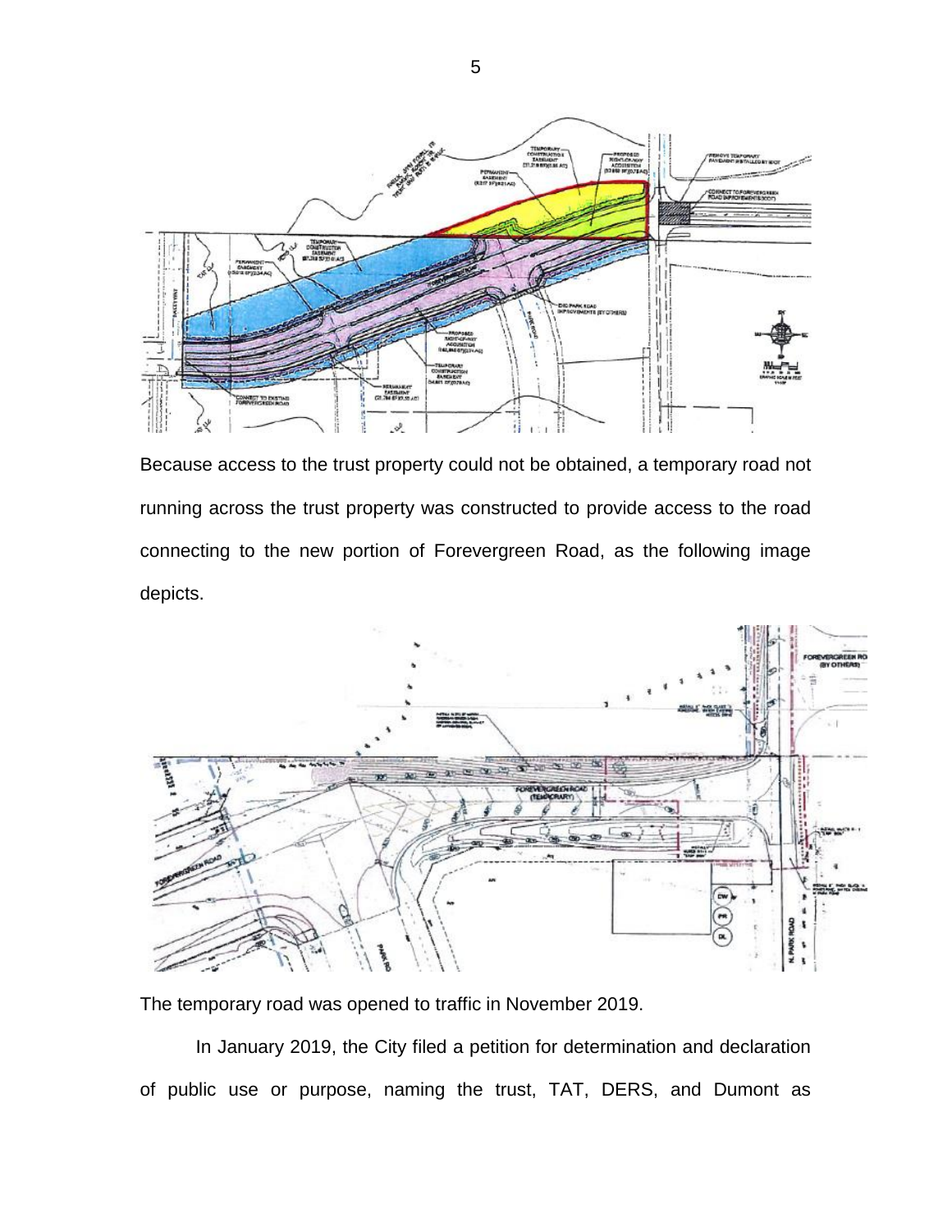Because access to the trust property could not be obtained, a temporary road not running across the trust property was constructed to provide access to the road connecting to the new portion of Forevergreen Road, as the following image depicts.

The temporary road was opened to traffic in November 2019.

In January 2019, the City filed a petition for determination and declaration of public use or purpose, naming the trust, TAT, DERS, and Dumont as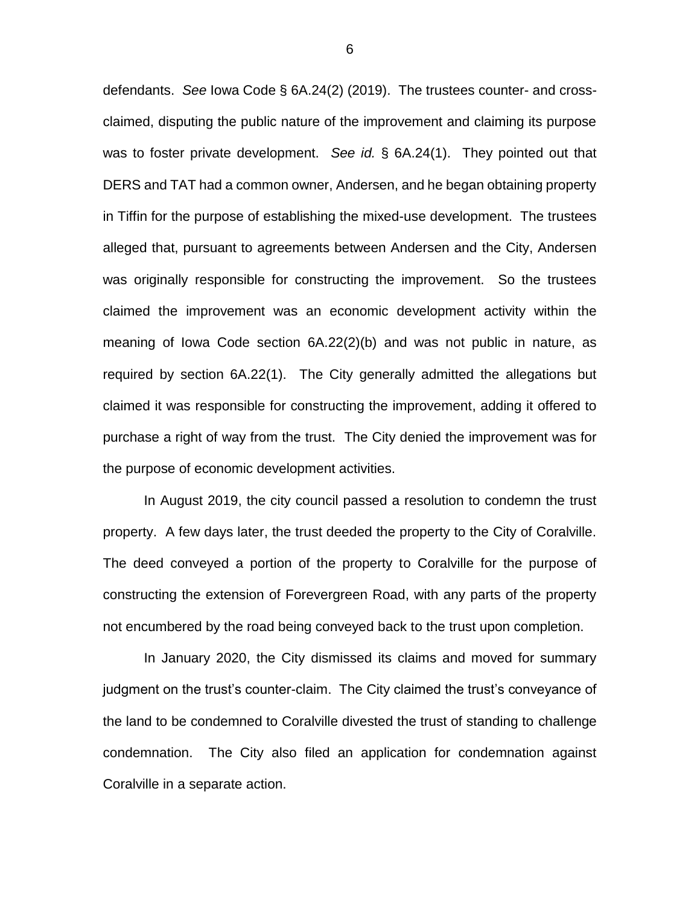defendants. *See* Iowa Code § 6A.24(2) (2019). The trustees counter- and cross-claimed, disputing the public nature of the improvement and claiming its purpose was to foster private development. *See id.* § 6A.24(1). They pointed out that DERS and TAT had a common owner, Andersen, and he began obtaining property in Tiffin for the purpose of establishing the mixed-use development. The trustees alleged that, pursuant to agreements between Andersen and the City, Andersen was originally responsible for constructing the improvement. So the trustees claimed the improvement was an economic development activity within the meaning of Iowa Code section 6A.22(2)(b) and was not public in nature, as required by section 6A.22(1). The City generally admitted the allegations but claimed it was responsible for constructing the improvement, adding it offered to purchase a right of way from the trust. The City denied the improvement was for the purpose of economic development activities.

In August 2019, the city council passed a resolution to condemn the trust property. A few days later, the trust deeded the property to the City of Coralville. The deed conveyed a portion of the property to Coralville for the purpose of constructing the extension of Forevergreen Road, with any parts of the property not encumbered by the road being conveyed back to the trust upon completion.

In January 2020, the City dismissed its claims and moved for summary judgment on the trust's counter-claim. The City claimed the trust's conveyance of the land to be condemned to Coralville divested the trust of standing to challenge condemnation. The City also filed an application for condemnation against Coralville in a separate action.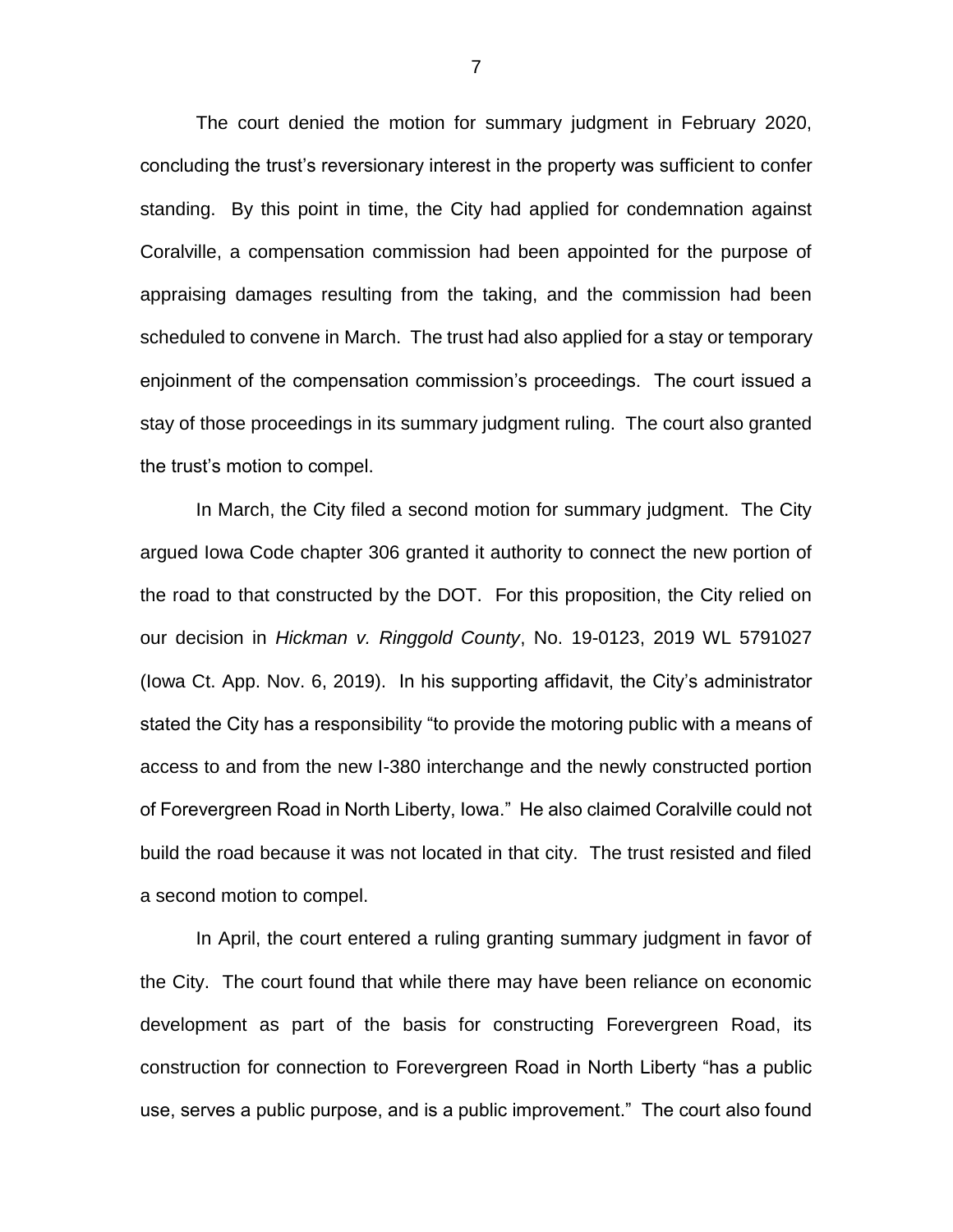The court denied the motion for summary judgment in February 2020, concluding the trust's reversionary interest in the property was sufficient to confer standing. By this point in time, the City had applied for condemnation against Coralville, a compensation commission had been appointed for the purpose of appraising damages resulting from the taking, and the commission had been scheduled to convene in March. The trust had also applied for a stay or temporary enjoinment of the compensation commission's proceedings. The court issued a stay of those proceedings in its summary judgment ruling. The court also granted the trust's motion to compel.

In March, the City filed a second motion for summary judgment. The City argued Iowa Code chapter 306 granted it authority to connect the new portion of the road to that constructed by the DOT. For this proposition, the City relied on our decision in *Hickman v. Ringgold County*, No. 19-0123, 2019 WL 5791027 (Iowa Ct. App. Nov. 6, 2019). In his supporting affidavit, the City's administrator stated the City has a responsibility "to provide the motoring public with a means of access to and from the new I-380 interchange and the newly constructed portion of Forevergreen Road in North Liberty, Iowa." He also claimed Coralville could not build the road because it was not located in that city. The trust resisted and filed a second motion to compel.

In April, the court entered a ruling granting summary judgment in favor of the City. The court found that while there may have been reliance on economic development as part of the basis for constructing Forevergreen Road, its construction for connection to Forevergreen Road in North Liberty "has a public use, serves a public purpose, and is a public improvement." The court also found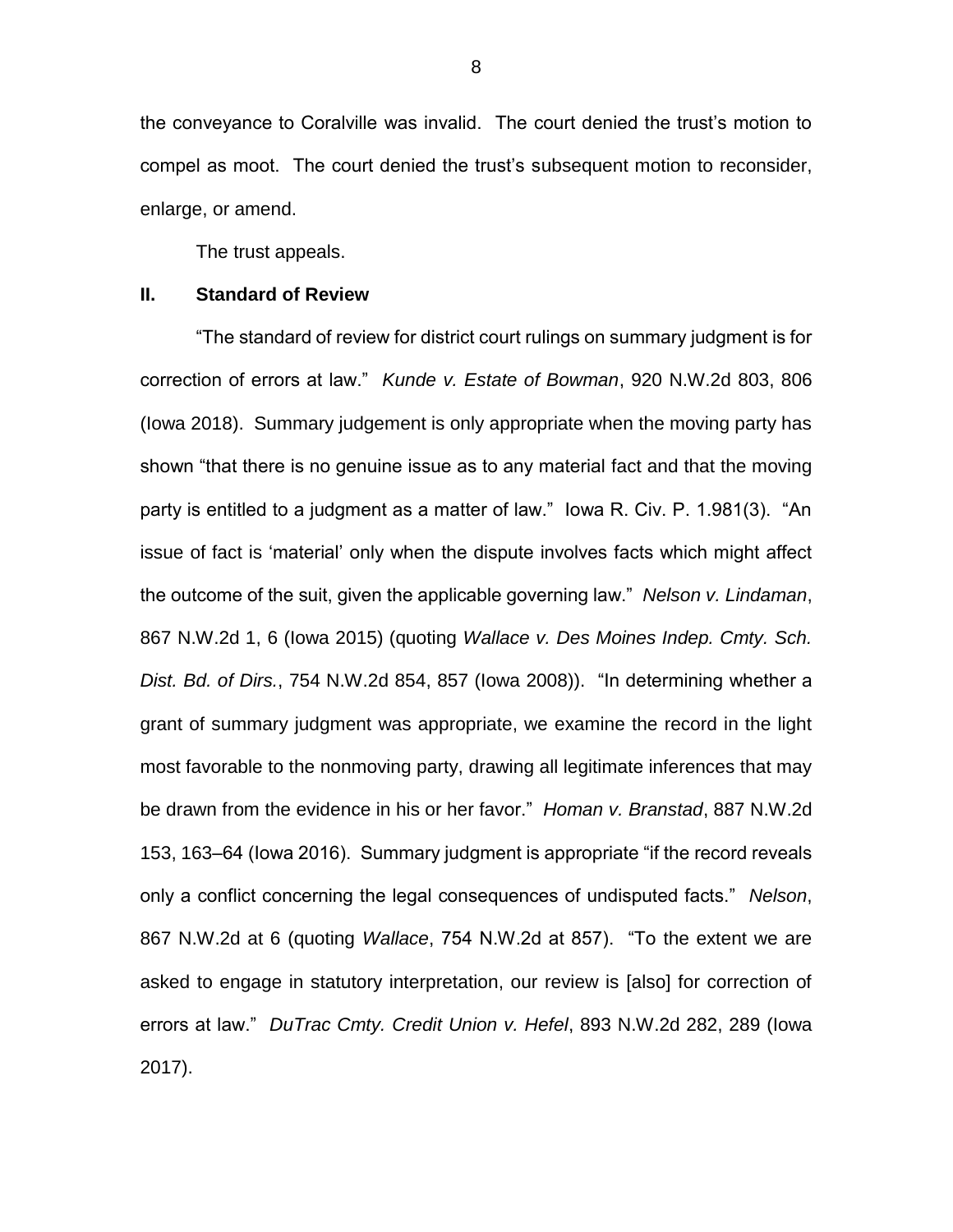the conveyance to Coralville was invalid. The court denied the trust's motion to compel as moot. The court denied the trust's subsequent motion to reconsider, enlarge, or amend.

The trust appeals.

## II. Standard of Review

"The standard of review for district court rulings on summary judgment is for correction of errors at law." *Kunde v. Estate of Bowman*, 920 N.W.2d 803, 806 (Iowa 2018). Summary judgement is only appropriate when the moving party has shown "that there is no genuine issue as to any material fact and that the moving party is entitled to a judgment as a matter of law." Iowa R. Civ. P. 1.981(3). "An issue of fact is 'material' only when the dispute involves facts which might affect the outcome of the suit, given the applicable governing law." *Nelson v. Lindaman*, 867 N.W.2d 1, 6 (Iowa 2015) (quoting *Wallace v. Des Moines Indep. Cmty. Sch. Dist. Bd. of Dirs.*, 754 N.W.2d 854, 857 (Iowa 2008)). "In determining whether a grant of summary judgment was appropriate, we examine the record in the light most favorable to the nonmoving party, drawing all legitimate inferences that may be drawn from the evidence in his or her favor." *Homan v. Branstad*, 887 N.W.2d 153, 163–64 (Iowa 2016). Summary judgment is appropriate "if the record reveals only a conflict concerning the legal consequences of undisputed facts." *Nelson*, 867 N.W.2d at 6 (quoting *Wallace*, 754 N.W.2d at 857). "To the extent we are asked to engage in statutory interpretation, our review is [also] for correction of errors at law." *DuTrac Cmty. Credit Union v. Hefel*, 893 N.W.2d 282, 289 (Iowa 2017).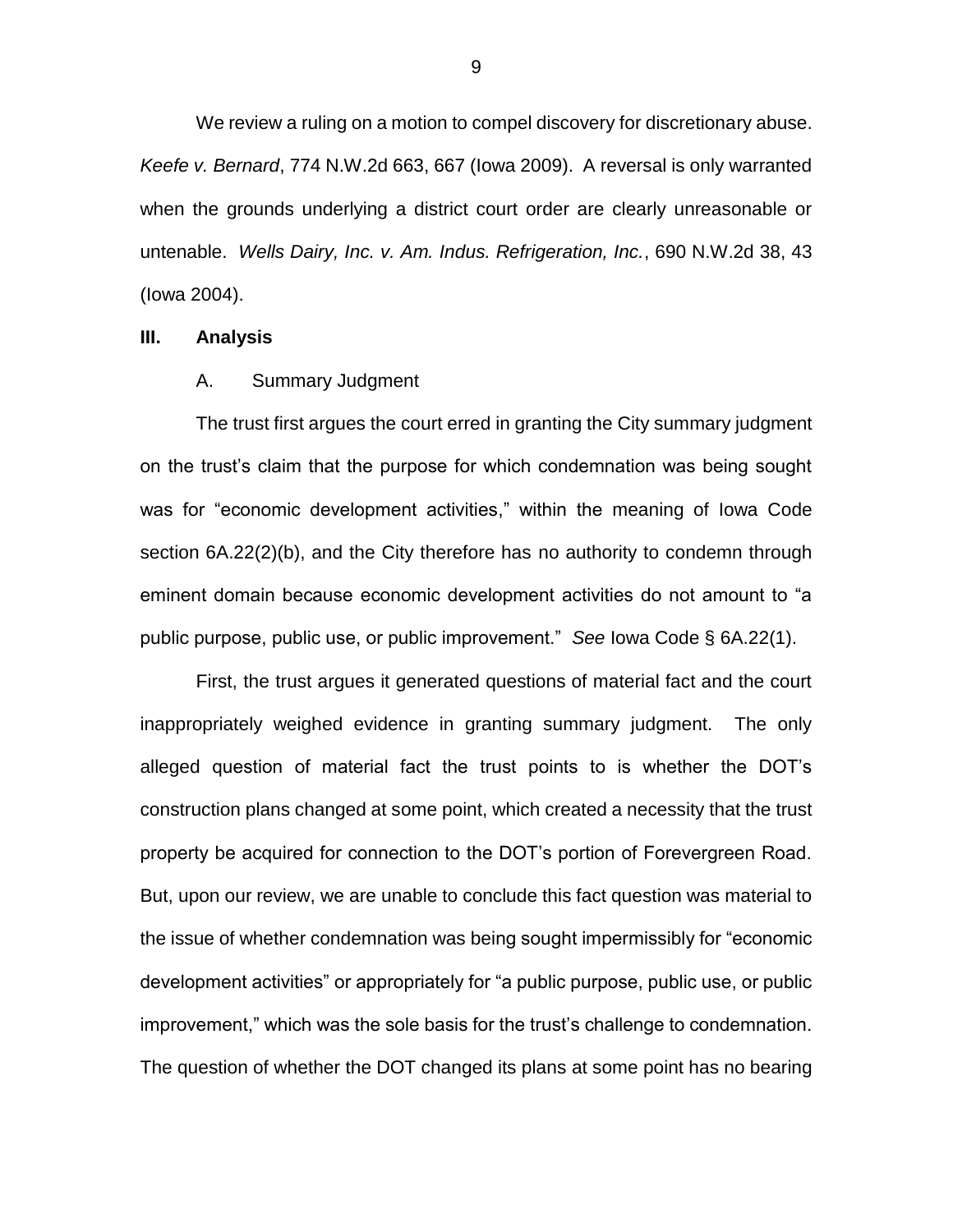We review a ruling on a motion to compel discovery for discretionary abuse. *Keefe v. Bernard*, 774 N.W.2d 663, 667 (Iowa 2009). A reversal is only warranted when the grounds underlying a district court order are clearly unreasonable or untenable. *Wells Dairy, Inc. v. Am. Indus. Refrigeration, Inc.*, 690 N.W.2d 38, 43 (Iowa 2004).

## III. Analysis

### A. Summary Judgment

The trust first argues the court erred in granting the City summary judgment on the trust's claim that the purpose for which condemnation was being sought was for "economic development activities," within the meaning of Iowa Code section 6A.22(2)(b), and the City therefore has no authority to condemn through eminent domain because economic development activities do not amount to "a public purpose, public use, or public improvement." *See* Iowa Code § 6A.22(1).

First, the trust argues it generated questions of material fact and the court inappropriately weighed evidence in granting summary judgment. The only alleged question of material fact the trust points to is whether the DOT's construction plans changed at some point, which created a necessity that the trust property be acquired for connection to the DOT's portion of Forevergreen Road. But, upon our review, we are unable to conclude this fact question was material to the issue of whether condemnation was being sought impermissibly for "economic development activities" or appropriately for "a public purpose, public use, or public improvement," which was the sole basis for the trust's challenge to condemnation. The question of whether the DOT changed its plans at some point has no bearing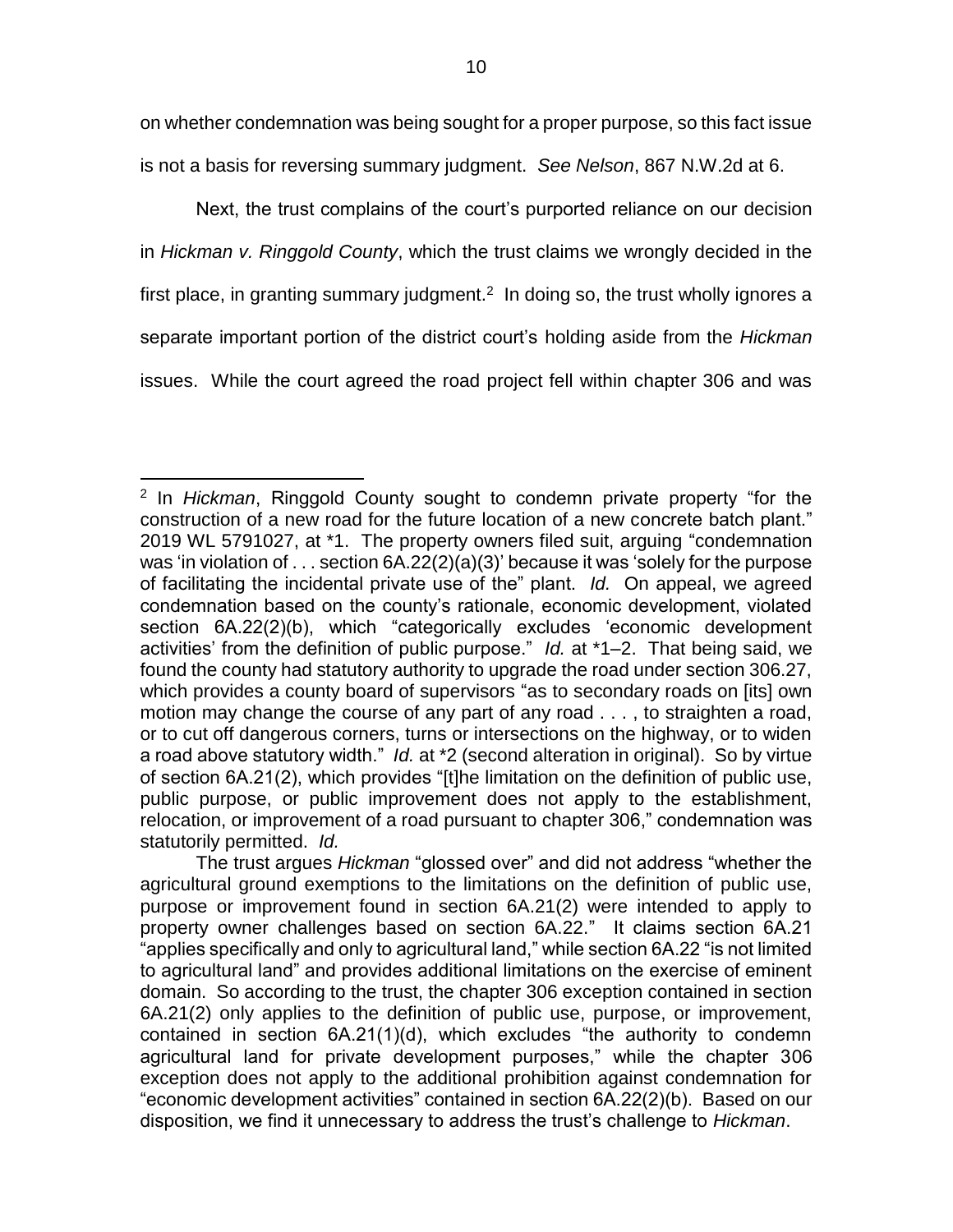on whether condemnation was being sought for a proper purpose, so this fact issue is not a basis for reversing summary judgment. *See Nelson*, 867 N.W.2d at 6.

Next, the trust complains of the court's purported reliance on our decision in *Hickman v. Ringgold County*, which the trust claims we wrongly decided in the first place, in granting summary judgment.[2] In doing so, the trust wholly ignores a separate important portion of the district court's holding aside from the *Hickman* issues. While the court agreed the road project fell within chapter 306 and was

---

[2] In *Hickman*, Ringgold County sought to condemn private property "for the construction of a new road for the future location of a new concrete batch plant." 2019 WL 5791027, at *1. The property owners filed suit, arguing "condemnation was 'in violation of . . . section 6A.22(2)(a)(3)' because it was 'solely for the purpose of facilitating the incidental private use of the" plant. *Id.* On appeal, we agreed condemnation based on the county's rationale, economic development, violated section 6A.22(2)(b), which "categorically excludes 'economic development activities' from the definition of public purpose." *Id.* at *1–2. That being said, we found the county had statutory authority to upgrade the road under section 306.27, which provides a county board of supervisors "as to secondary roads on [its] own motion may change the course of any part of any road . . . , to straighten a road, or to cut off dangerous corners, turns or intersections on the highway, or to widen a road above statutory width." *Id.* at *2 (second alteration in original). So by virtue of section 6A.21(2), which provides "[t]he limitation on the definition of public use, public purpose, or public improvement does not apply to the establishment, relocation, or improvement of a road pursuant to chapter 306," condemnation was statutorily permitted. *Id.*

The trust argues *Hickman* "glossed over" and did not address "whether the agricultural ground exemptions to the limitations on the definition of public use, purpose or improvement found in section 6A.21(2) were intended to apply to property owner challenges based on section 6A.22." It claims section 6A.21 "applies specifically and only to agricultural land," while section 6A.22 "is not limited to agricultural land" and provides additional limitations on the exercise of eminent domain. So according to the trust, the chapter 306 exception contained in section 6A.21(2) only applies to the definition of public use, purpose, or improvement, contained in section 6A.21(1)(d), which excludes "the authority to condemn agricultural land for private development purposes," while the chapter 306 exception does not apply to the additional prohibition against condemnation for "economic development activities" contained in section 6A.22(2)(b). Based on our disposition, we find it unnecessary to address the trust's challenge to *Hickman*.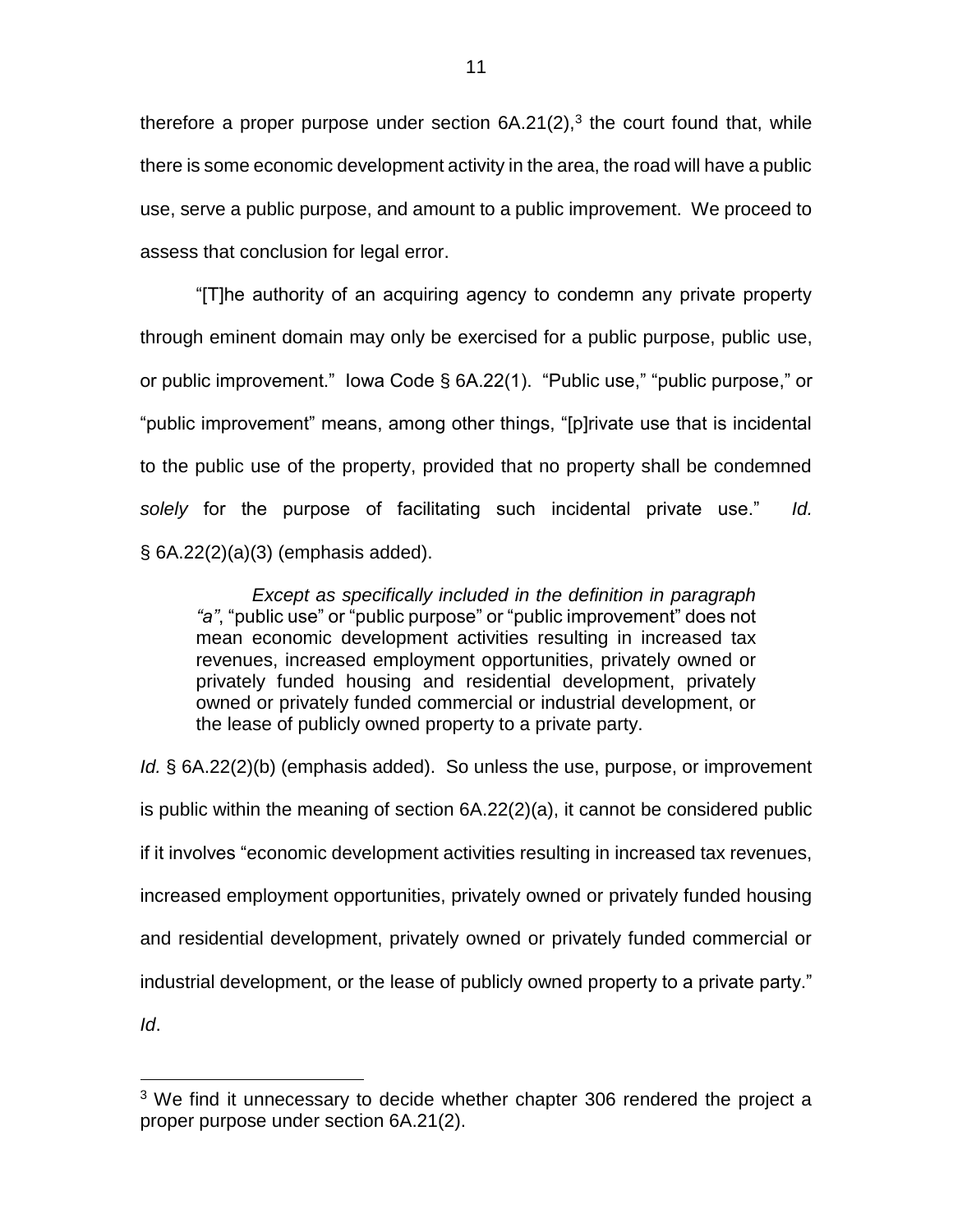therefore a proper purpose under section 6A.21(2),[3] the court found that, while there is some economic development activity in the area, the road will have a public use, serve a public purpose, and amount to a public improvement. We proceed to assess that conclusion for legal error.

"[T]he authority of an acquiring agency to condemn any private property through eminent domain may only be exercised for a public purpose, public use, or public improvement." Iowa Code § 6A.22(1). "Public use," "public purpose," or "public improvement" means, among other things, "[p]rivate use that is incidental to the public use of the property, provided that no property shall be condemned *solely* for the purpose of facilitating such incidental private use." *Id.* § 6A.22(2)(a)(3) (emphasis added).

> *Except as specifically included in the definition in paragraph "a"*, "public use" or "public purpose" or "public improvement" does not mean economic development activities resulting in increased tax revenues, increased employment opportunities, privately owned or privately funded housing and residential development, privately owned or privately funded commercial or industrial development, or the lease of publicly owned property to a private party.

*Id.* § 6A.22(2)(b) (emphasis added). So unless the use, purpose, or improvement is public within the meaning of section 6A.22(2)(a), it cannot be considered public if it involves "economic development activities resulting in increased tax revenues, increased employment opportunities, privately owned or privately funded housing and residential development, privately owned or privately funded commercial or industrial development, or the lease of publicly owned property to a private party." *Id*.

---

[3] We find it unnecessary to decide whether chapter 306 rendered the project a proper purpose under section 6A.21(2).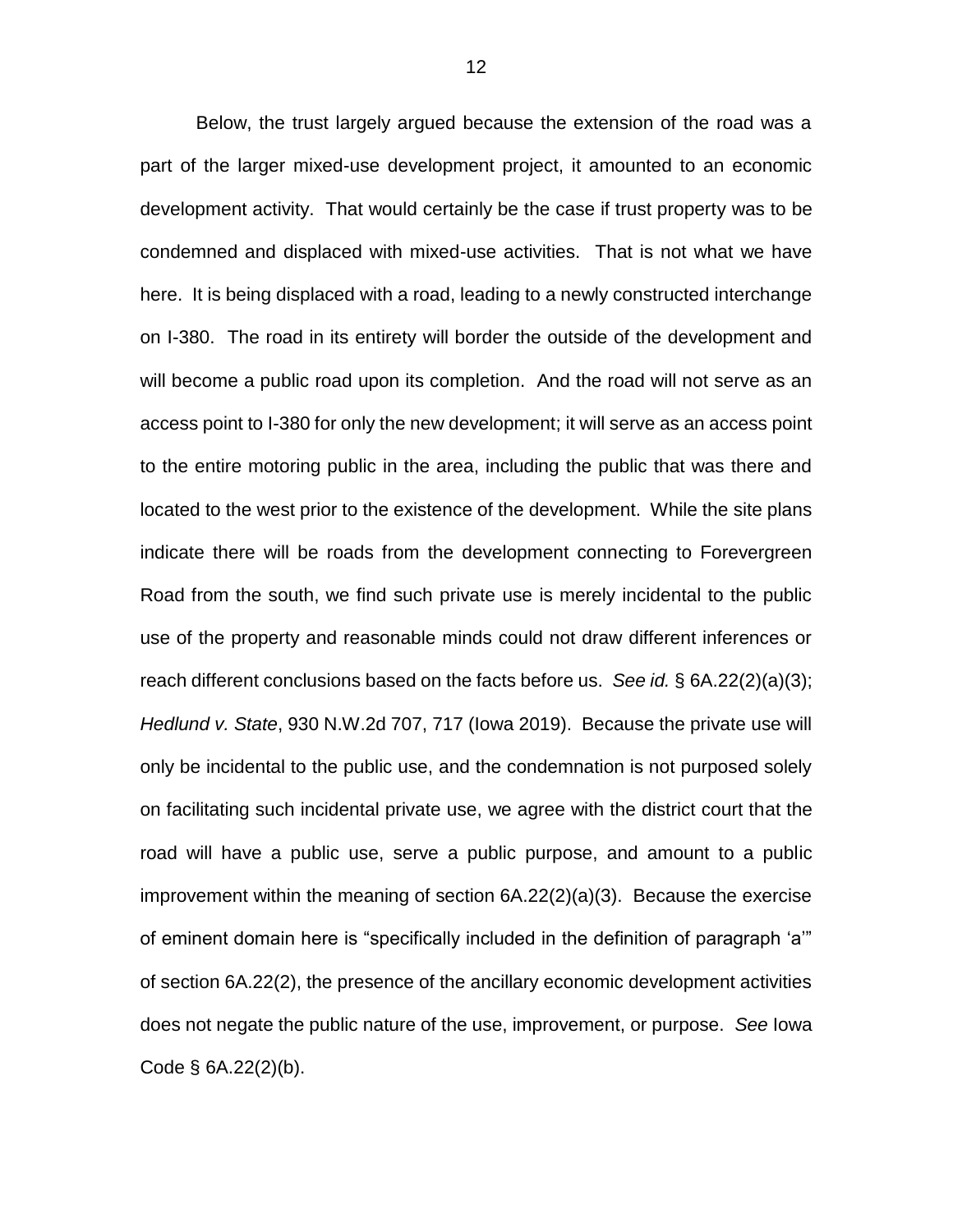Below, the trust largely argued because the extension of the road was a part of the larger mixed-use development project, it amounted to an economic development activity. That would certainly be the case if trust property was to be condemned and displaced with mixed-use activities. That is not what we have here. It is being displaced with a road, leading to a newly constructed interchange on I-380. The road in its entirety will border the outside of the development and will become a public road upon its completion. And the road will not serve as an access point to I-380 for only the new development; it will serve as an access point to the entire motoring public in the area, including the public that was there and located to the west prior to the existence of the development. While the site plans indicate there will be roads from the development connecting to Forevergreen Road from the south, we find such private use is merely incidental to the public use of the property and reasonable minds could not draw different inferences or reach different conclusions based on the facts before us. *See id.* § 6A.22(2)(a)(3); *Hedlund v. State*, 930 N.W.2d 707, 717 (Iowa 2019). Because the private use will only be incidental to the public use, and the condemnation is not purposed solely on facilitating such incidental private use, we agree with the district court that the road will have a public use, serve a public purpose, and amount to a public improvement within the meaning of section 6A.22(2)(a)(3). Because the exercise of eminent domain here is "specifically included in the definition of paragraph 'a'" of section 6A.22(2), the presence of the ancillary economic development activities does not negate the public nature of the use, improvement, or purpose. *See* Iowa Code § 6A.22(2)(b).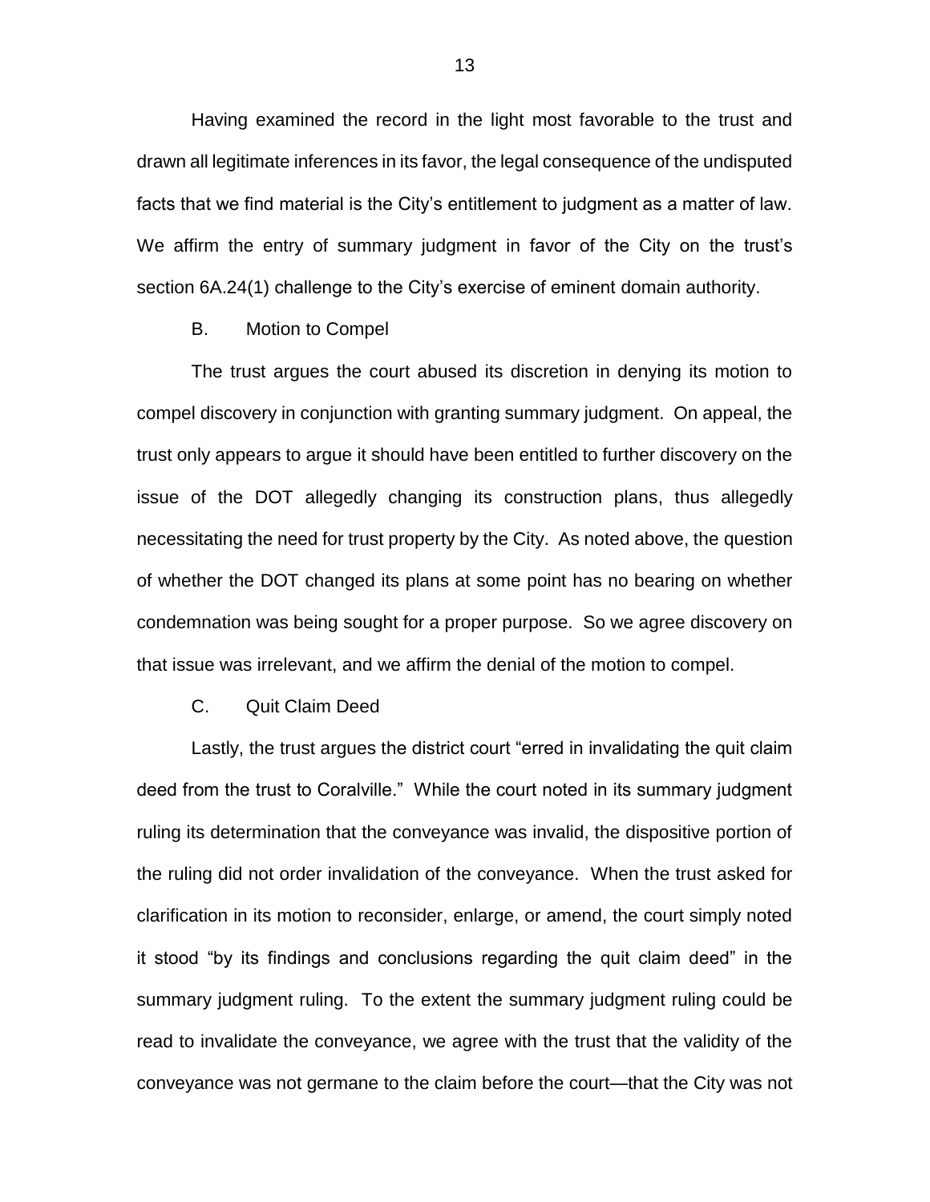Having examined the record in the light most favorable to the trust and drawn all legitimate inferences in its favor, the legal consequence of the undisputed facts that we find material is the City's entitlement to judgment as a matter of law. We affirm the entry of summary judgment in favor of the City on the trust's section 6A.24(1) challenge to the City's exercise of eminent domain authority.

### B. Motion to Compel

The trust argues the court abused its discretion in denying its motion to compel discovery in conjunction with granting summary judgment. On appeal, the trust only appears to argue it should have been entitled to further discovery on the issue of the DOT allegedly changing its construction plans, thus allegedly necessitating the need for trust property by the City. As noted above, the question of whether the DOT changed its plans at some point has no bearing on whether condemnation was being sought for a proper purpose. So we agree discovery on that issue was irrelevant, and we affirm the denial of the motion to compel.

### C. Quit Claim Deed

Lastly, the trust argues the district court "erred in invalidating the quit claim deed from the trust to Coralville." While the court noted in its summary judgment ruling its determination that the conveyance was invalid, the dispositive portion of the ruling did not order invalidation of the conveyance. When the trust asked for clarification in its motion to reconsider, enlarge, or amend, the court simply noted it stood "by its findings and conclusions regarding the quit claim deed" in the summary judgment ruling. To the extent the summary judgment ruling could be read to invalidate the conveyance, we agree with the trust that the validity of the conveyance was not germane to the claim before the court—that the City was not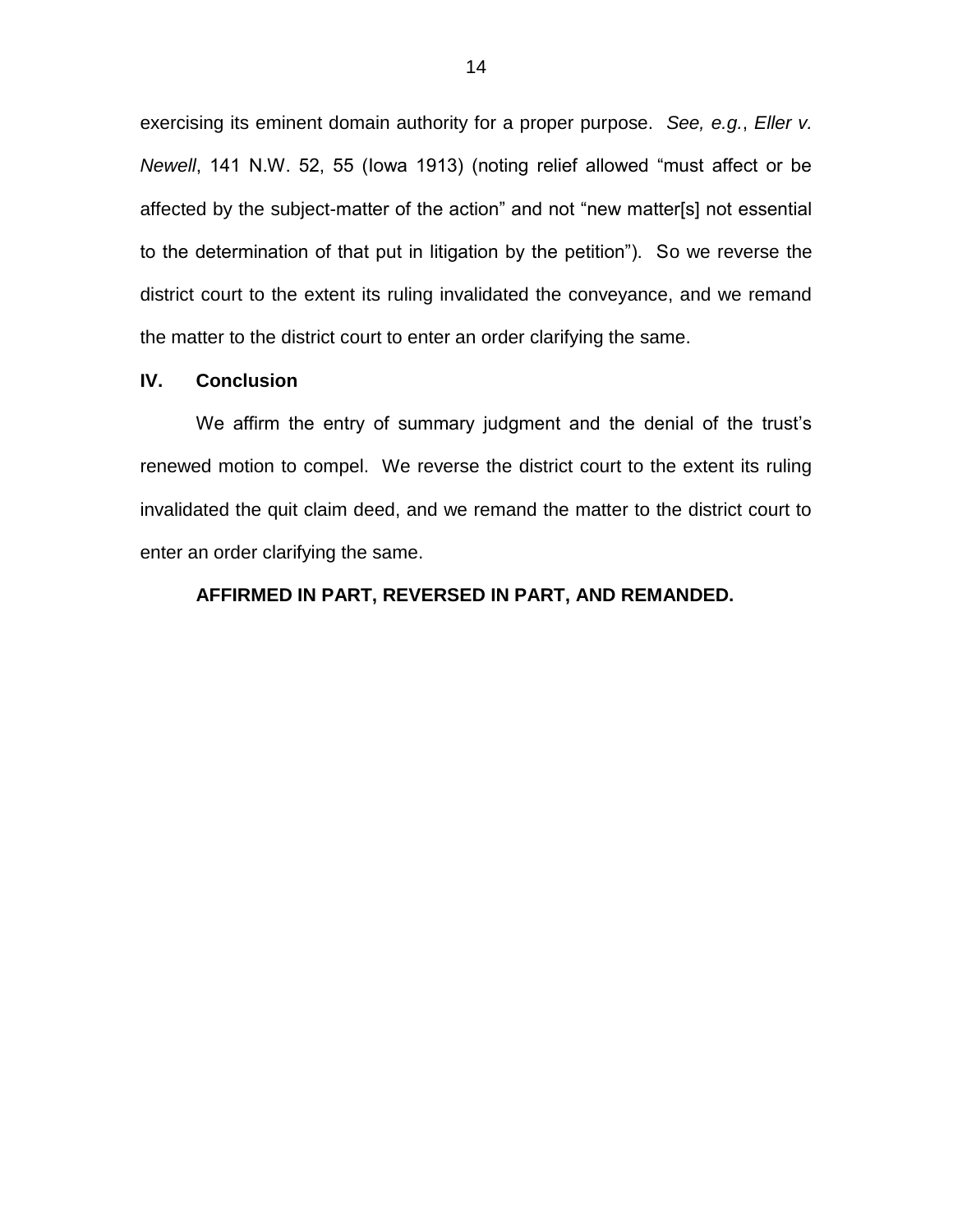exercising its eminent domain authority for a proper purpose. *See, e.g.*, *Eller v. Newell*, 141 N.W. 52, 55 (Iowa 1913) (noting relief allowed "must affect or be affected by the subject-matter of the action" and not "new matter[s] not essential to the determination of that put in litigation by the petition"). So we reverse the district court to the extent its ruling invalidated the conveyance, and we remand the matter to the district court to enter an order clarifying the same.

## IV. Conclusion

We affirm the entry of summary judgment and the denial of the trust's renewed motion to compel. We reverse the district court to the extent its ruling invalidated the quit claim deed, and we remand the matter to the district court to enter an order clarifying the same.

**AFFIRMED IN PART, REVERSED IN PART, AND REMANDED.**